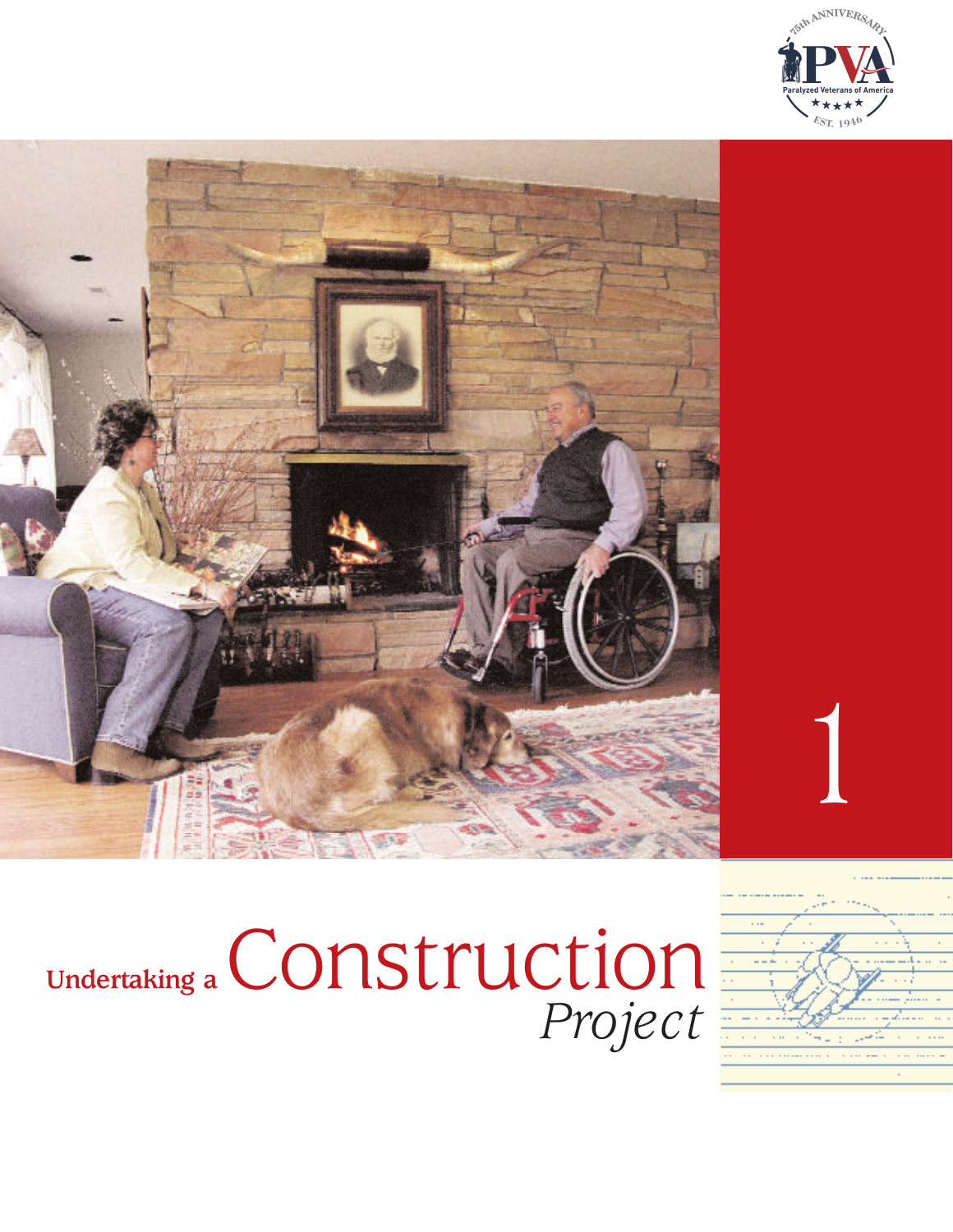1

# Undertaking a Construction *Project*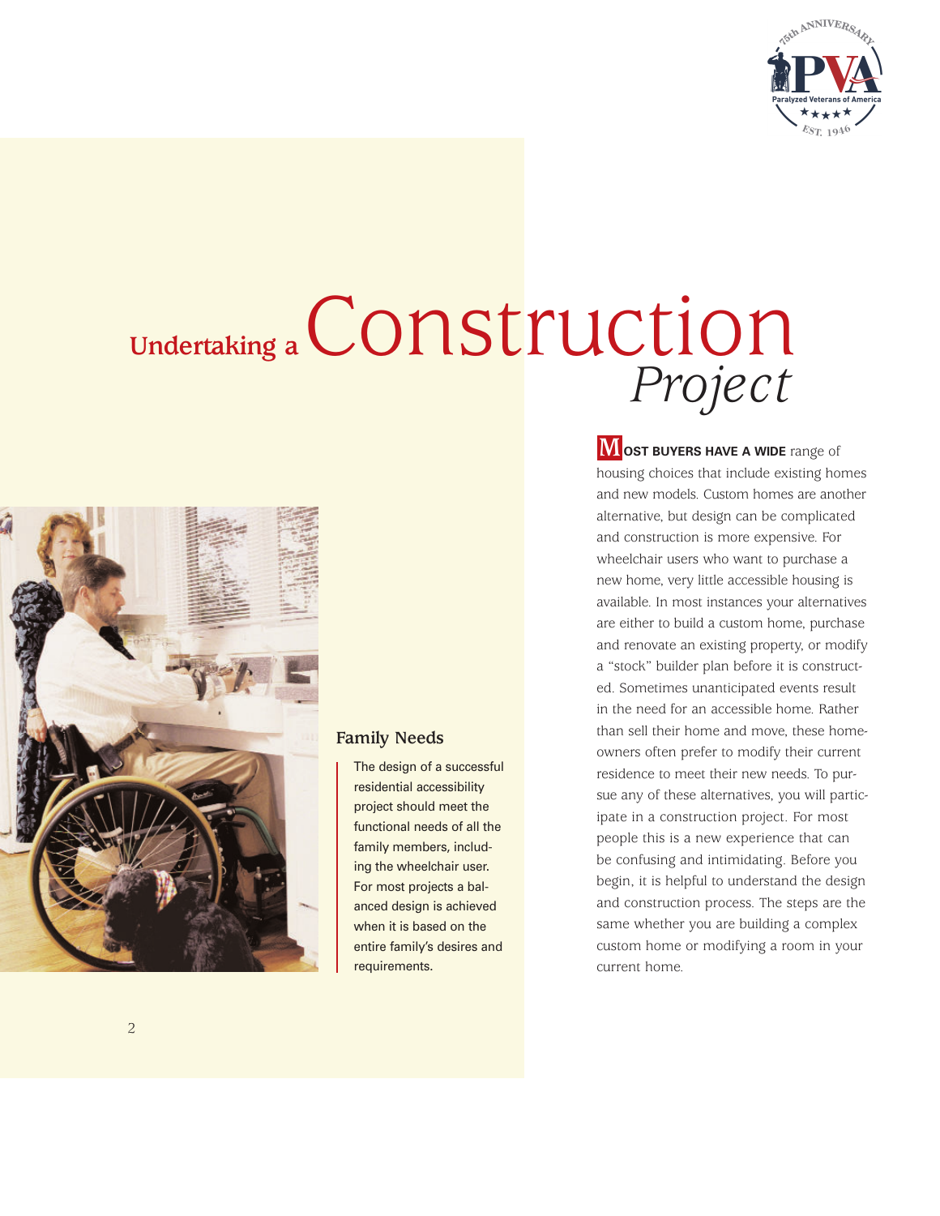# Undertaking a Construction *Project*

## Family Needs

The design of a successful residential accessibility project should meet the functional needs of all the family members, including the wheelchair user. For most projects a balanced design is achieved when it is based on the entire family's desires and requirements.

**MOST BUYERS HAVE A WIDE** range of housing choices that include existing homes and new models. Custom homes are another alternative, but design can be complicated and construction is more expensive. For wheelchair users who want to purchase a new home, very little accessible housing is available. In most instances your alternatives are either to build a custom home, purchase and renovate an existing property, or modify a "stock" builder plan before it is constructed. Sometimes unanticipated events result in the need for an accessible home. Rather than sell their home and move, these homeowners often prefer to modify their current residence to meet their new needs. To pursue any of these alternatives, you will participate in a construction project. For most people this is a new experience that can be confusing and intimidating. Before you begin, it is helpful to understand the design and construction process. The steps are the same whether you are building a complex custom home or modifying a room in your current home.